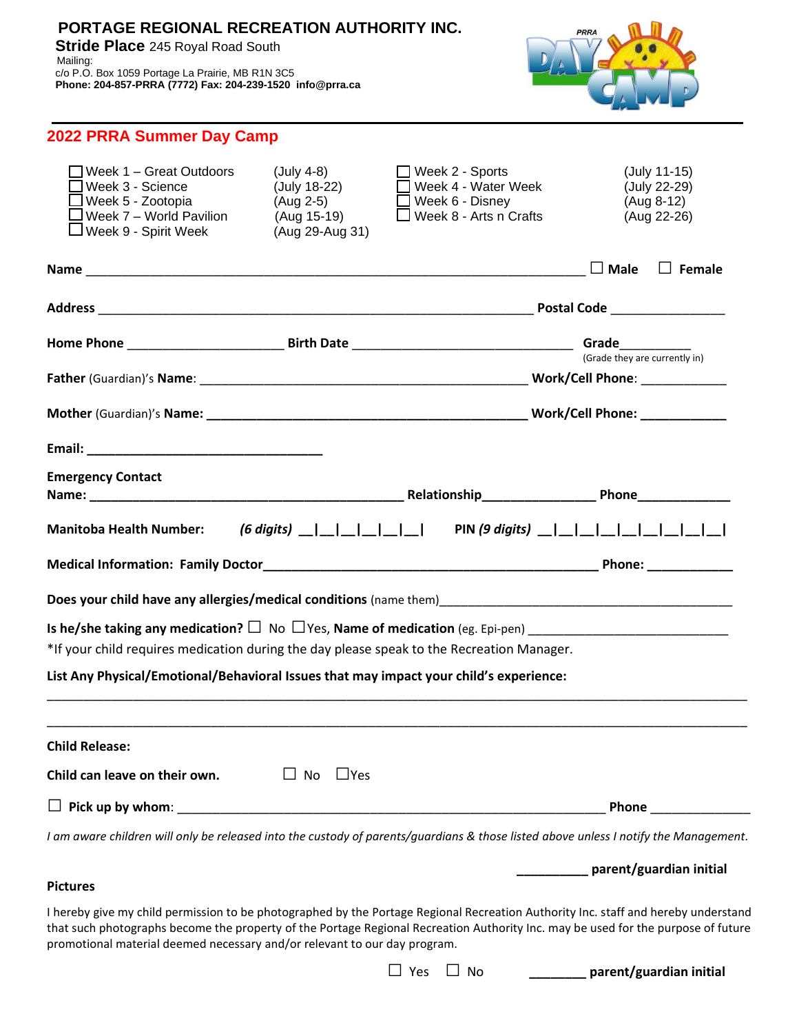**PORTAGE REGIONAL RECREATION AUTHORITY INC.**
**Stride Place** 245 Royal Road South
Mailing:
c/o P.O. Box 1059 Portage La Prairie, MB R1N 3C5
**Phone: 204-857-PRRA (7772) Fax: 204-239-1520 info@prra.ca**

## 2022 PRRA Summer Day Camp

| | | | |
|---|---|---|---|
| ☐ Week 1 – Great Outdoors | (July 4-8) | ☐ Week 2 - Sports | (July 11-15) |
| ☐ Week 3 - Science | (July 18-22) | ☐ Week 4 - Water Week | (July 22-29) |
| ☐ Week 5 - Zootopia | (Aug 2-5) | ☐ Week 6 - Disney | (Aug 8-12) |
| ☐ Week 7 – World Pavilion | (Aug 15-19) | ☐ Week 8 - Arts n Crafts | (Aug 22-26) |
| ☐ Week 9 - Spirit Week | (Aug 29-Aug 31) | | |

**Name** ________________________________________ ☐ **Male** ☐ **Female**

**Address** ________________________________________ **Postal Code** ______________

**Home Phone** ____________________ **Birth Date** ____________________________ **Grade**_________
(Grade they are currently in)

**Father** (Guardian)'s **Name**: ________________________________________ **Work/Cell Phone**: ___________

**Mother** (Guardian)'s **Name: ________________________________________ Work/Cell Phone: ___________**

**Email: ______________________________**

**Emergency Contact**
**Name: ______________________________ Relationship______________ Phone____________**

**Manitoba Health Number:** ***(6 digits)*** **__|__|__|__|__|__|** **PIN *(9 digits)*** **__|__|__|__|__|__|__|__|__|**

**Medical Information: Family Doctor________________________________________ Phone: ___________**

**Does your child have any allergies/medical conditions** (name them)________________________________________

**Is he/she taking any medication?** ☐ No ☐Yes, **Name of medication** (eg. Epi-pen) __________________________
*If your child requires medication during the day please speak to the Recreation Manager.

**List Any Physical/Emotional/Behavioral Issues that may impact your child's experience:**

________________________________________________________________________________________

________________________________________________________________________________________

**Child Release:**

**Child can leave on their own.** ☐ No ☐Yes

☐ **Pick up by whom**: ________________________________________________________ **Phone** _____________

*I am aware children will only be released into the custody of parents/guardians & those listed above unless I notify the Management.*

**_________ parent/guardian initial**

**Pictures**

I hereby give my child permission to be photographed by the Portage Regional Recreation Authority Inc. staff and hereby understand that such photographs become the property of the Portage Regional Recreation Authority Inc. may be used for the purpose of future promotional material deemed necessary and/or relevant to our day program.

☐ Yes ☐ No **________ parent/guardian initial**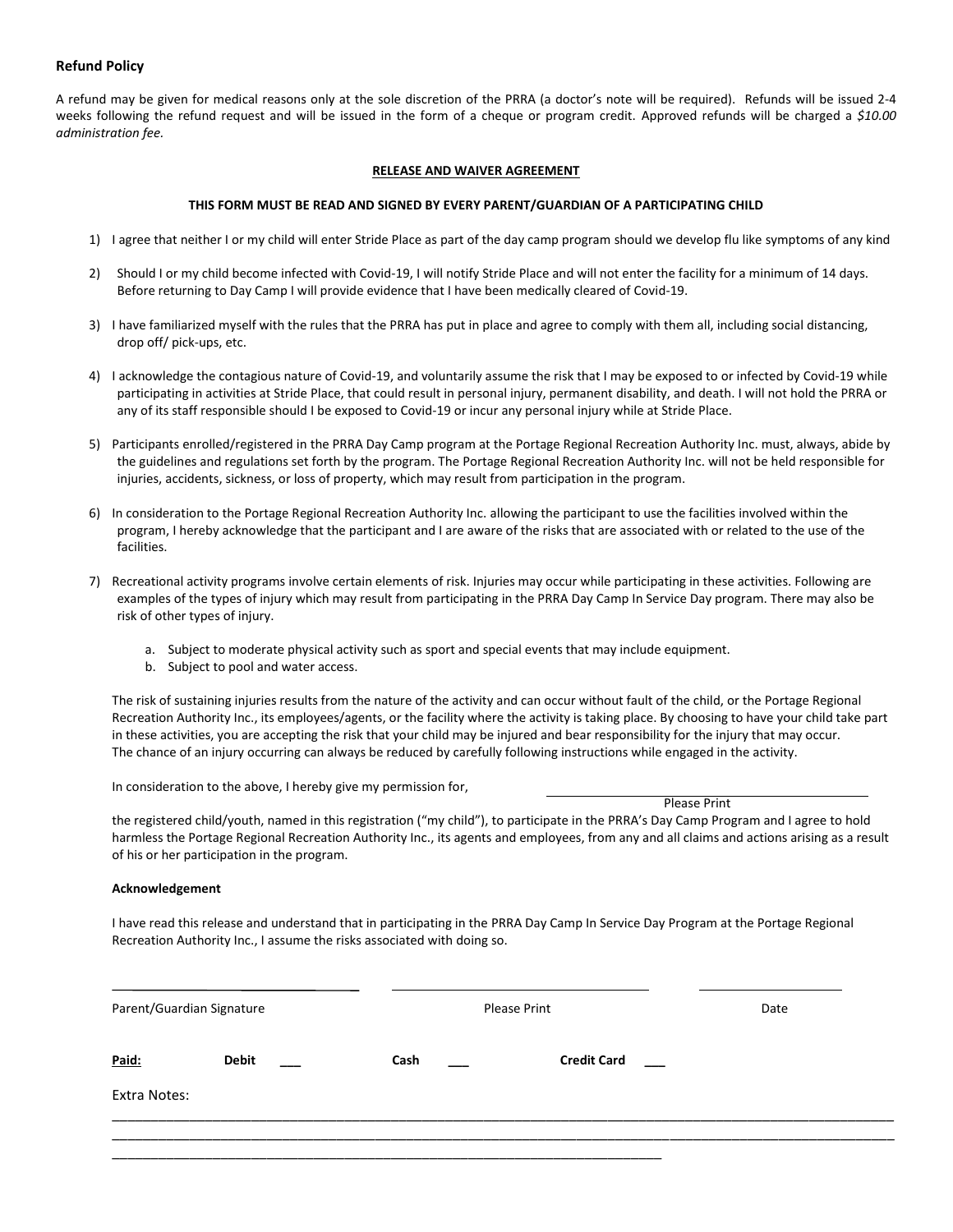## Refund Policy

A refund may be given for medical reasons only at the sole discretion of the PRRA (a doctor's note will be required). Refunds will be issued 2-4 weeks following the refund request and will be issued in the form of a cheque or program credit. Approved refunds will be charged a *$10.00 administration fee.*

**RELEASE AND WAIVER AGREEMENT**

**THIS FORM MUST BE READ AND SIGNED BY EVERY PARENT/GUARDIAN OF A PARTICIPATING CHILD**

1) I agree that neither I or my child will enter Stride Place as part of the day camp program should we develop flu like symptoms of any kind

2) Should I or my child become infected with Covid-19, I will notify Stride Place and will not enter the facility for a minimum of 14 days. Before returning to Day Camp I will provide evidence that I have been medically cleared of Covid-19.

3) I have familiarized myself with the rules that the PRRA has put in place and agree to comply with them all, including social distancing, drop off/ pick-ups, etc.

4) I acknowledge the contagious nature of Covid-19, and voluntarily assume the risk that I may be exposed to or infected by Covid-19 while participating in activities at Stride Place, that could result in personal injury, permanent disability, and death. I will not hold the PRRA or any of its staff responsible should I be exposed to Covid-19 or incur any personal injury while at Stride Place.

5) Participants enrolled/registered in the PRRA Day Camp program at the Portage Regional Recreation Authority Inc. must, always, abide by the guidelines and regulations set forth by the program. The Portage Regional Recreation Authority Inc. will not be held responsible for injuries, accidents, sickness, or loss of property, which may result from participation in the program.

6) In consideration to the Portage Regional Recreation Authority Inc. allowing the participant to use the facilities involved within the program, I hereby acknowledge that the participant and I are aware of the risks that are associated with or related to the use of the facilities.

7) Recreational activity programs involve certain elements of risk. Injuries may occur while participating in these activities. Following are examples of the types of injury which may result from participating in the PRRA Day Camp In Service Day program. There may also be risk of other types of injury.

   a. Subject to moderate physical activity such as sport and special events that may include equipment.
   b. Subject to pool and water access.

The risk of sustaining injuries results from the nature of the activity and can occur without fault of the child, or the Portage Regional Recreation Authority Inc., its employees/agents, or the facility where the activity is taking place. By choosing to have your child take part in these activities, you are accepting the risk that your child may be injured and bear responsibility for the injury that may occur. The chance of an injury occurring can always be reduced by carefully following instructions while engaged in the activity.

In consideration to the above, I hereby give my permission for, ________________________________
Please Print

the registered child/youth, named in this registration ("my child"), to participate in the PRRA's Day Camp Program and I agree to hold harmless the Portage Regional Recreation Authority Inc., its agents and employees, from any and all claims and actions arising as a result of his or her participation in the program.

**Acknowledgement**

I have read this release and understand that in participating in the PRRA Day Camp In Service Day Program at the Portage Regional Recreation Authority Inc., I assume the risks associated with doing so.

________________________ ________________________ ________________
Parent/Guardian Signature Please Print Date

**Paid:** **Debit** ___ **Cash** ___ **Credit Card** ___

Extra Notes:
______________________________________________________________________________
______________________________________________________________________________
____________________________________________________________